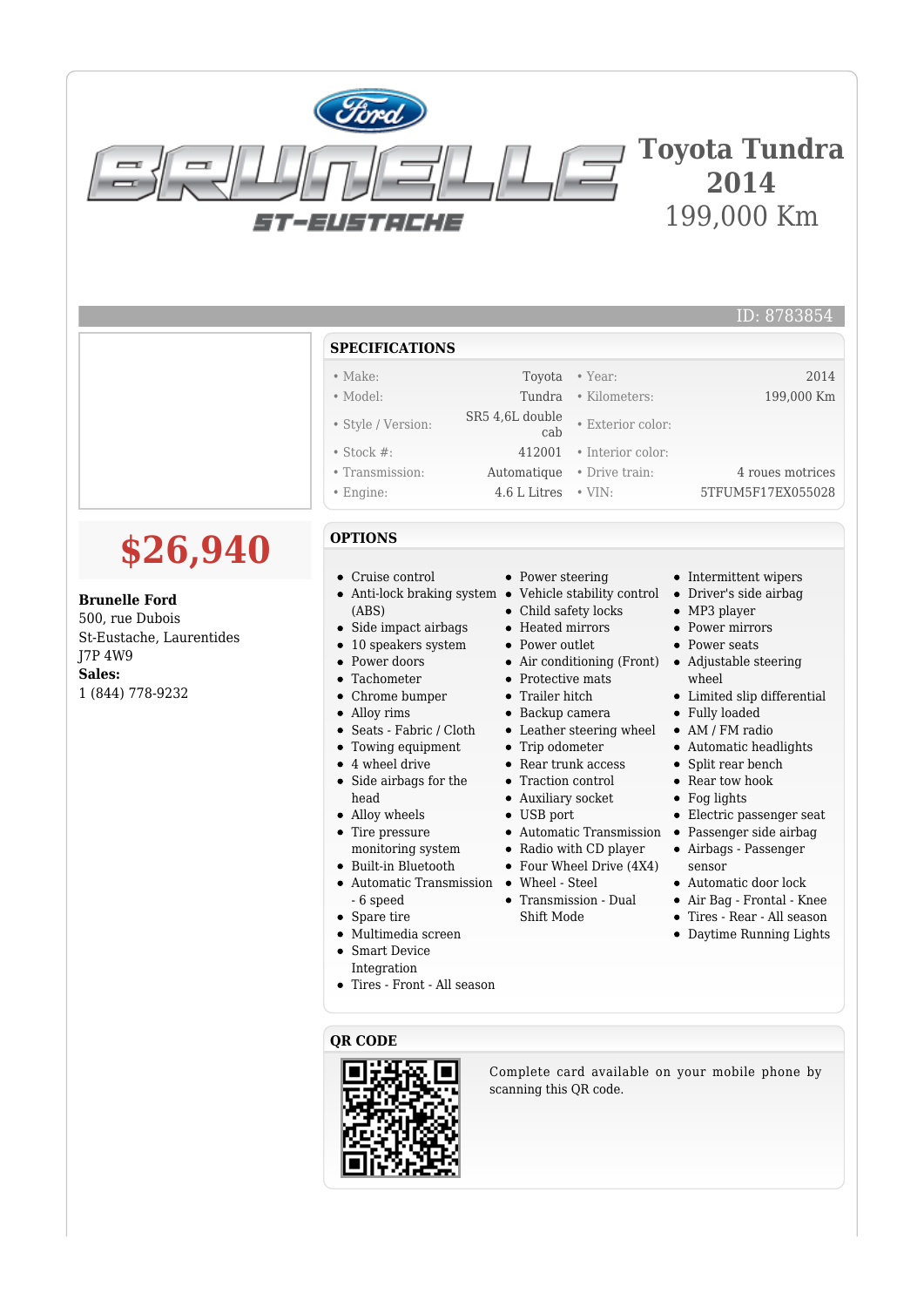# Toyota Tundra 2014

199,000 Km

ID: 8783854

## SPECIFICATIONS

| | | | |
|---|---|---|---|
| • Make: | Toyota | • Year: | 2014 |
| • Model: | Tundra | • Kilometers: | 199,000 Km |
| • Style / Version: | SR5 4,6L double cab | • Exterior color: | |
| • Stock #: | 412001 | • Interior color: | |
| • Transmission: | Automatique | • Drive train: | 4 roues motrices |
| • Engine: | 4.6 L Litres | • VIN: | 5TFUM5F17EX055028 |

**$26,940**

**Brunelle Ford**
500, rue Dubois
St-Eustache, Laurentides
J7P 4W9
**Sales:**
1 (844) 778-9232

## OPTIONS

- Cruise control
- Anti-lock braking system (ABS)
- Side impact airbags
- 10 speakers system
- Power doors
- Tachometer
- Chrome bumper
- Alloy rims
- Seats - Fabric / Cloth
- Towing equipment
- 4 wheel drive
- Side airbags for the head
- Alloy wheels
- Tire pressure monitoring system
- Built-in Bluetooth
- Automatic Transmission - 6 speed
- Spare tire
- Multimedia screen
- Smart Device Integration
- Tires - Front - All season
- Power steering
- Vehicle stability control
- Child safety locks
- Heated mirrors
- Power outlet
- Air conditioning (Front)
- Protective mats
- Trailer hitch
- Backup camera
- Leather steering wheel
- Trip odometer
- Rear trunk access
- Traction control
- Auxiliary socket
- USB port
- Automatic Transmission
- Radio with CD player
- Four Wheel Drive (4X4)
- Wheel - Steel
- Transmission - Dual Shift Mode
- Intermittent wipers
- Driver's side airbag
- MP3 player
- Power mirrors
- Power seats
- Adjustable steering wheel
- Limited slip differential
- Fully loaded
- AM / FM radio
- Automatic headlights
- Split rear bench
- Rear tow hook
- Fog lights
- Electric passenger seat
- Passenger side airbag
- Airbags - Passenger sensor
- Automatic door lock
- Air Bag - Frontal - Knee
- Tires - Rear - All season
- Daytime Running Lights

## QR CODE

Complete card available on your mobile phone by scanning this QR code.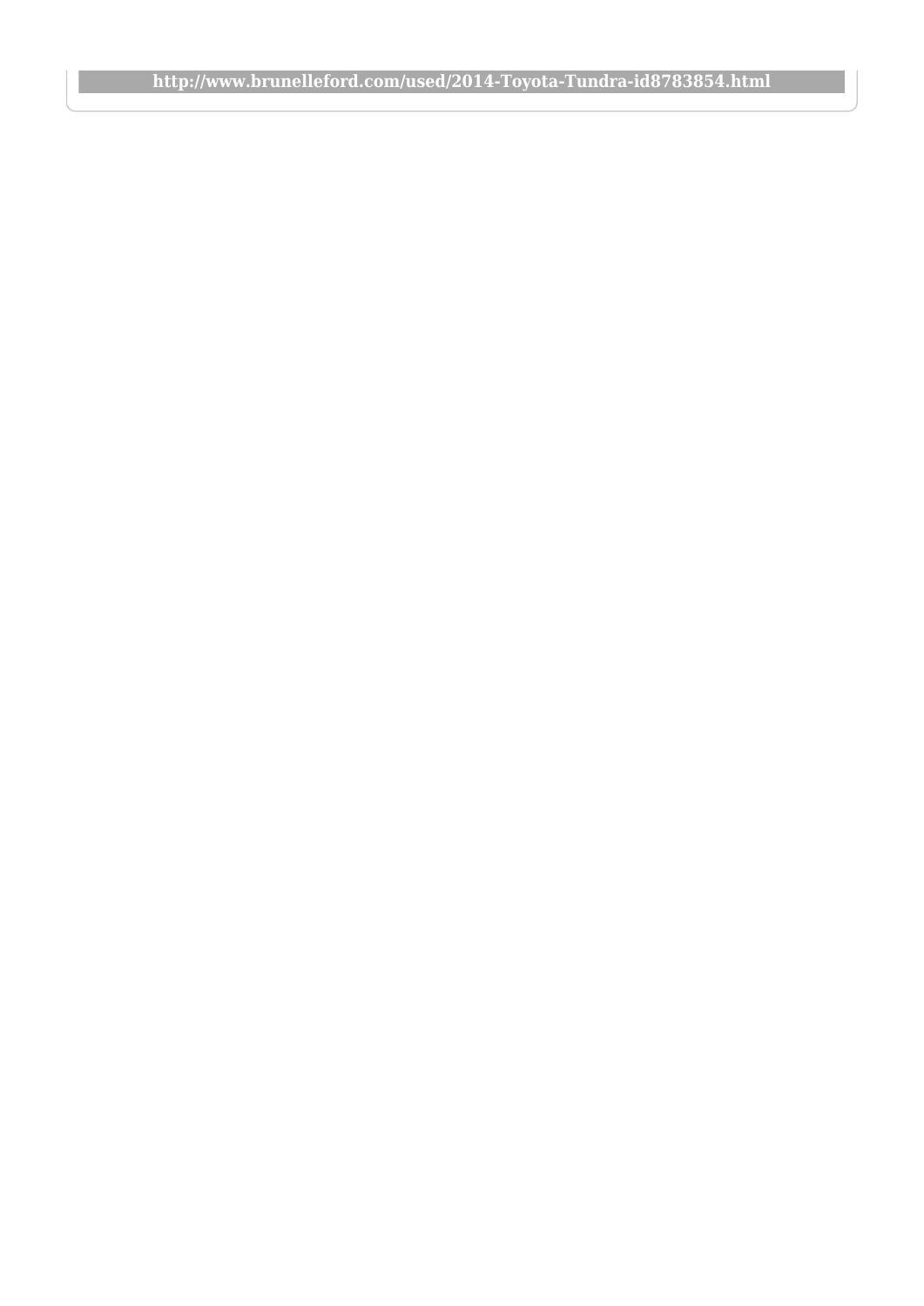http://www.brunelleford.com/used/2014-Toyota-Tundra-id8783854.html